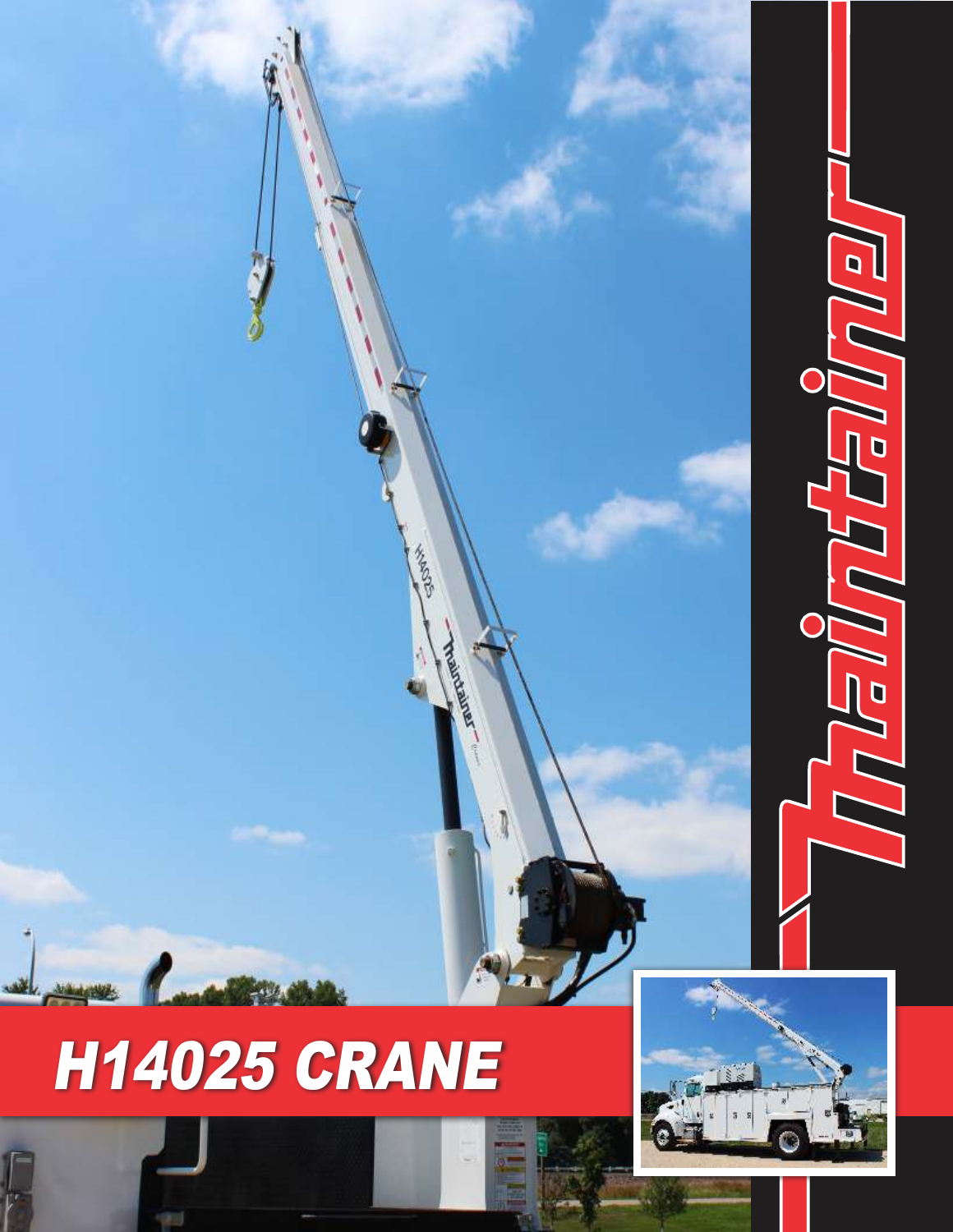# H14025 CRANE

Maintainer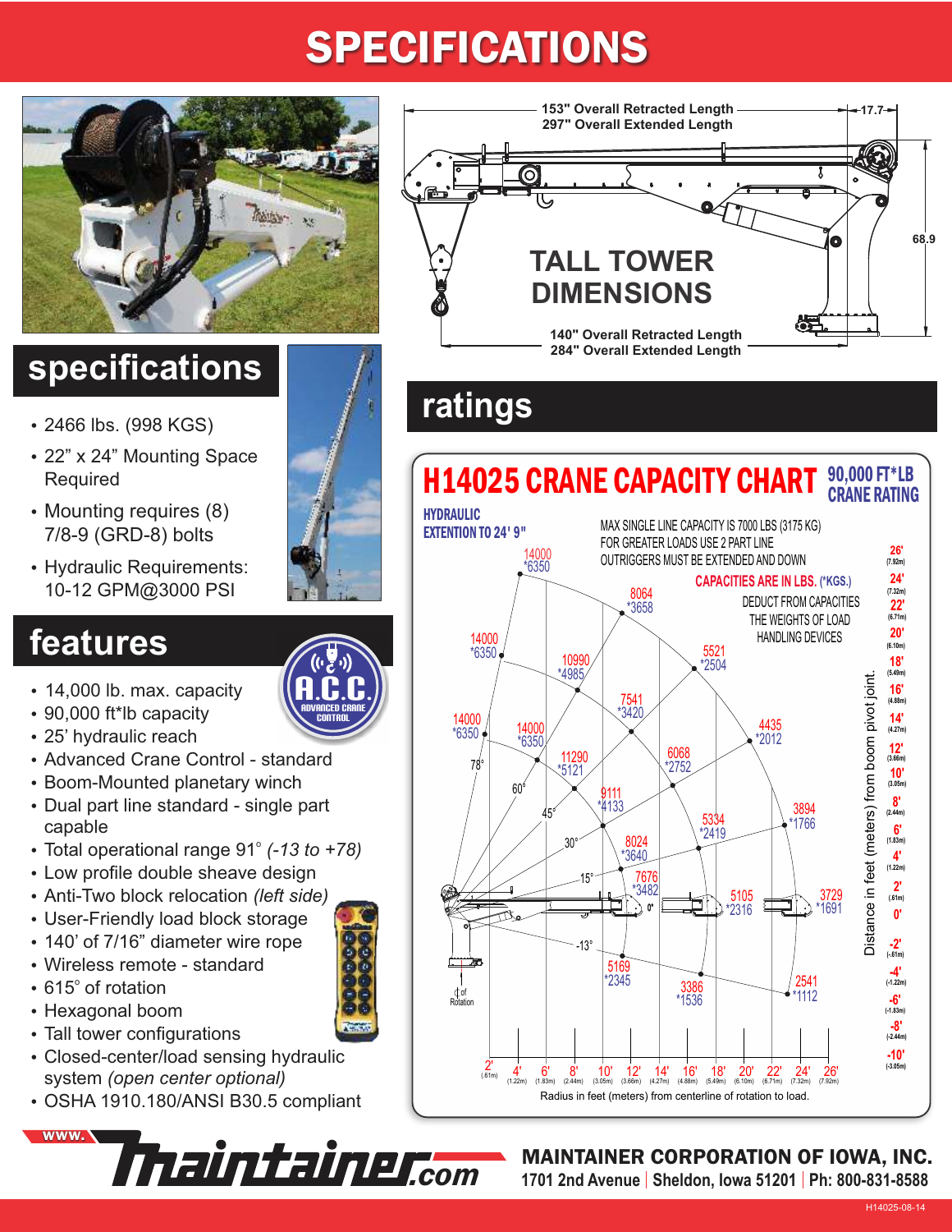# SPECIFICATIONS

## specifications

- 2466 lbs. (998 KGS)
- 22" x 24" Mounting Space Required
- Mounting requires (8) 7/8-9 (GRD-8) bolts
- Hydraulic Requirements: 10-12 GPM@3000 PSI

## features

A.C.C. ADVANCED CRANE CONTROL

- 14,000 lb. max. capacity
- 90,000 ft*lb capacity
- 25' hydraulic reach
- Advanced Crane Control - standard
- Boom-Mounted planetary winch
- Dual part line standard - single part capable
- Total operational range 91° *(-13 to +78)*
- Low profile double sheave design
- Anti-Two block relocation *(left side)*
- User-Friendly load block storage
- 140' of 7/16" diameter wire rope
- Wireless remote - standard
- 615° of rotation
- Hexagonal boom
- Tall tower configurations
- Closed-center/load sensing hydraulic system *(open center optional)*
- OSHA 1910.180/ANSI B30.5 compliant

## TALL TOWER DIMENSIONS

153" Overall Retracted Length
297" Overall Extended Length
17.7
68.9
140" Overall Retracted Length
284" Overall Extended Length

## ratings

### H14025 CRANE CAPACITY CHART

90,000 FT*LB CRANE RATING

HYDRAULIC EXTENTION TO 24' 9"

MAX SINGLE LINE CAPACITY IS 7000 LBS (3175 KG)
FOR GREATER LOADS USE 2 PART LINE
OUTRIGGERS MUST BE EXTENDED AND DOWN

CAPACITIES ARE IN LBS. (*KGS.)

DEDUCT FROM CAPACITIES THE WEIGHTS OF LOAD HANDLING DEVICES

14000 *6350
8064 *3658
14000 *6350
10990 *4985
5521 *2504
14000 *6350
14000 *6350
7541 *3420
4435 *2012
11290 *5121
6068 *2752
9111 *4133
5334 *2419
3894 *1766
8024 *3640
7676 *3482
5105 *2316
3729 *1691
5169 *2345
3386 *1536
2541 *1112

78° 60° 45° 30° 15° 0° -13°

℄ of Rotation

Distance in feet (meters) from boom pivot joint.
26' (7.92m) 24' (7.32m) 22' (6.71m) 20' (6.10m) 18' (5.49m) 16' (4.88m) 14' (4.27m) 12' (3.66m) 10' (3.05m) 8' (2.44m) 6' (1.83m) 4' (1.22m) 2' (.61m) 0' -2' (-.61m) -4' (-1.22m) -6' (-1.83m) -8' (-2.44m) -10' (-3.05m)

2' (.61m) 4' (1.22m) 6' (1.83m) 8' (2.44m) 10' (3.05m) 12' (3.66m) 14' (4.27m) 16' (4.88m) 18' (5.49m) 20' (6.10m) 22' (6.71m) 24' (7.32m) 26' (7.92m)

Radius in feet (meters) from centerline of rotation to load.

www.maintainer.com

**MAINTAINER CORPORATION OF IOWA, INC.**
1701 2nd Avenue | Sheldon, Iowa 51201 | Ph: 800-831-8588

H14025-08-14